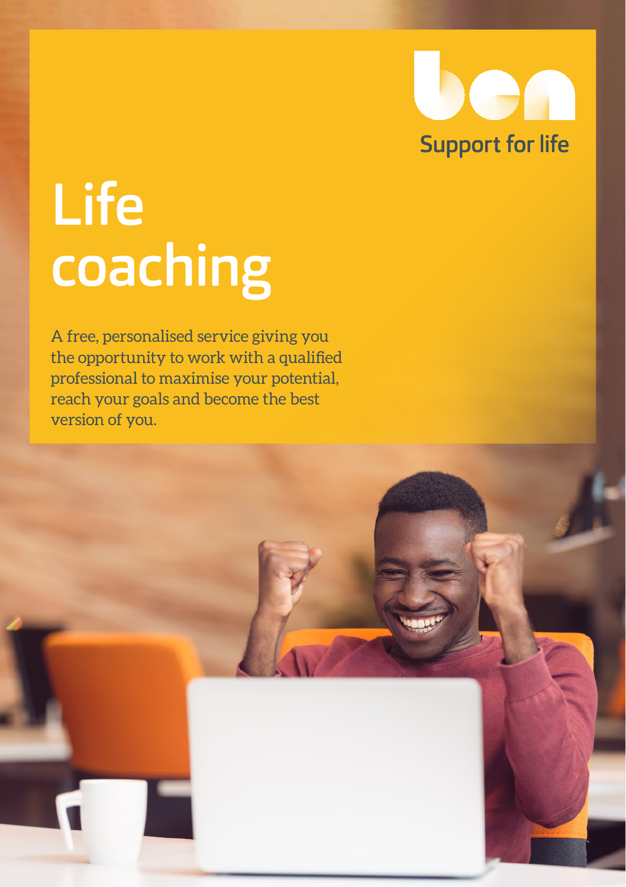ben

Support for life

# Life coaching

A free, personalised service giving you the opportunity to work with a qualified professional to maximise your potential, reach your goals and become the best version of you.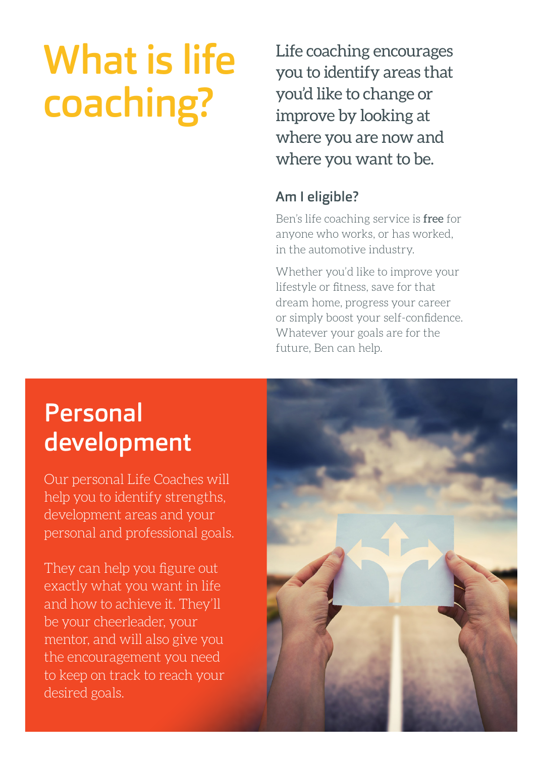# What is life coaching?

Life coaching encourages you to identify areas that you'd like to change or improve by looking at where you are now and where you want to be.

### Am I eligible?

Ben's life coaching service is **free** for anyone who works, or has worked, in the automotive industry.

Whether you'd like to improve your lifestyle or fitness, save for that dream home, progress your career or simply boost your self-confidence. Whatever your goals are for the future, Ben can help.

## Personal development

Our personal Life Coaches will help you to identify strengths, development areas and your personal and professional goals.

They can help you figure out exactly what you want in life and how to achieve it. They'll be your cheerleader, your mentor, and will also give you the encouragement you need to keep on track to reach your desired goals.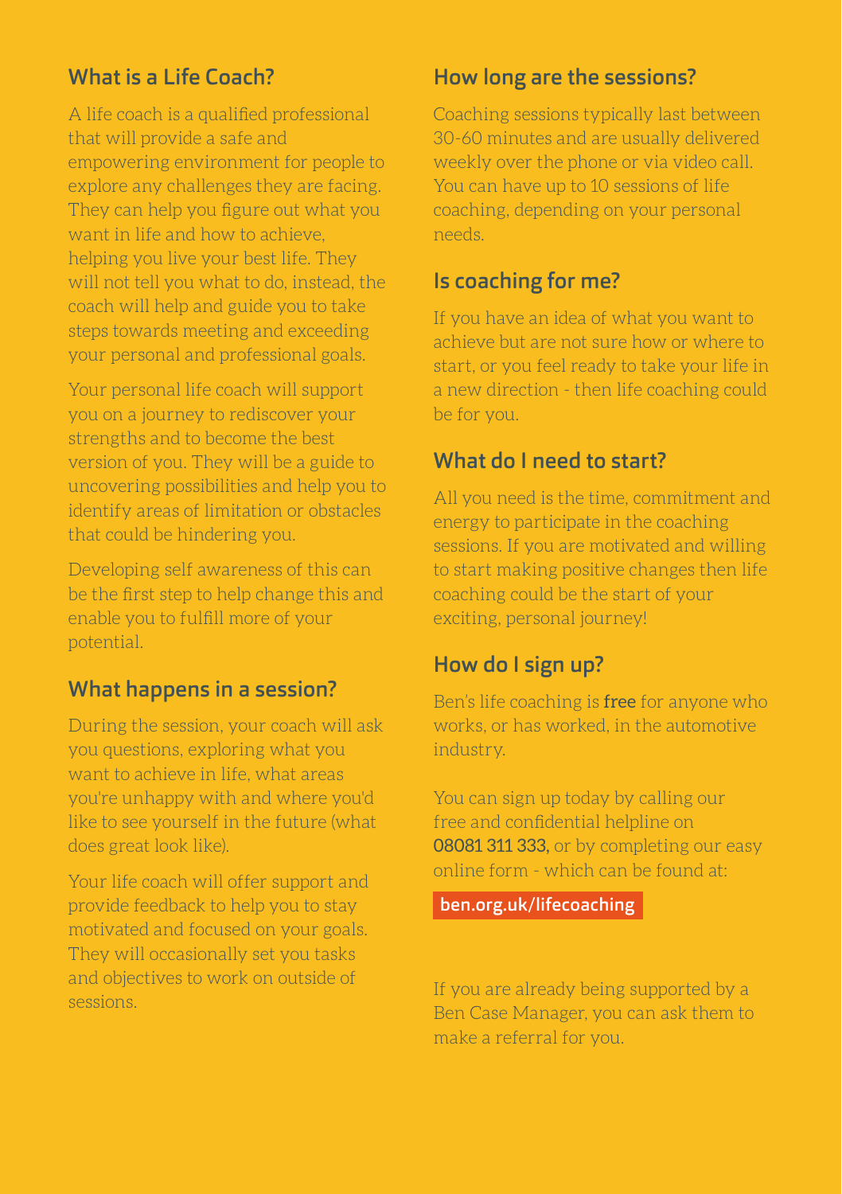## What is a Life Coach?

A life coach is a qualified professional that will provide a safe and empowering environment for people to explore any challenges they are facing. They can help you figure out what you want in life and how to achieve, helping you live your best life. They will not tell you what to do, instead, the coach will help and guide you to take steps towards meeting and exceeding your personal and professional goals.

Your personal life coach will support you on a journey to rediscover your strengths and to become the best version of you. They will be a guide to uncovering possibilities and help you to identify areas of limitation or obstacles that could be hindering you.

Developing self awareness of this can be the first step to help change this and enable you to fulfill more of your potential.

## What happens in a session?

During the session, your coach will ask you questions, exploring what you want to achieve in life, what areas you're unhappy with and where you'd like to see yourself in the future (what does great look like).

Your life coach will offer support and provide feedback to help you to stay motivated and focused on your goals. They will occasionally set you tasks and objectives to work on outside of sessions.

## How long are the sessions?

Coaching sessions typically last between 30-60 minutes and are usually delivered weekly over the phone or via video call. You can have up to 10 sessions of life coaching, depending on your personal needs.

## Is coaching for me?

If you have an idea of what you want to achieve but are not sure how or where to start, or you feel ready to take your life in a new direction - then life coaching could be for you.

## What do I need to start?

All you need is the time, commitment and energy to participate in the coaching sessions. If you are motivated and willing to start making positive changes then life coaching could be the start of your exciting, personal journey!

## How do I sign up?

Ben's life coaching is **free** for anyone who works, or has worked, in the automotive industry.

You can sign up today by calling our free and confidential helpline on **08081 311 333**, or by completing our easy online form - which can be found at:

**ben.org.uk/lifecoaching**

If you are already being supported by a Ben Case Manager, you can ask them to make a referral for you.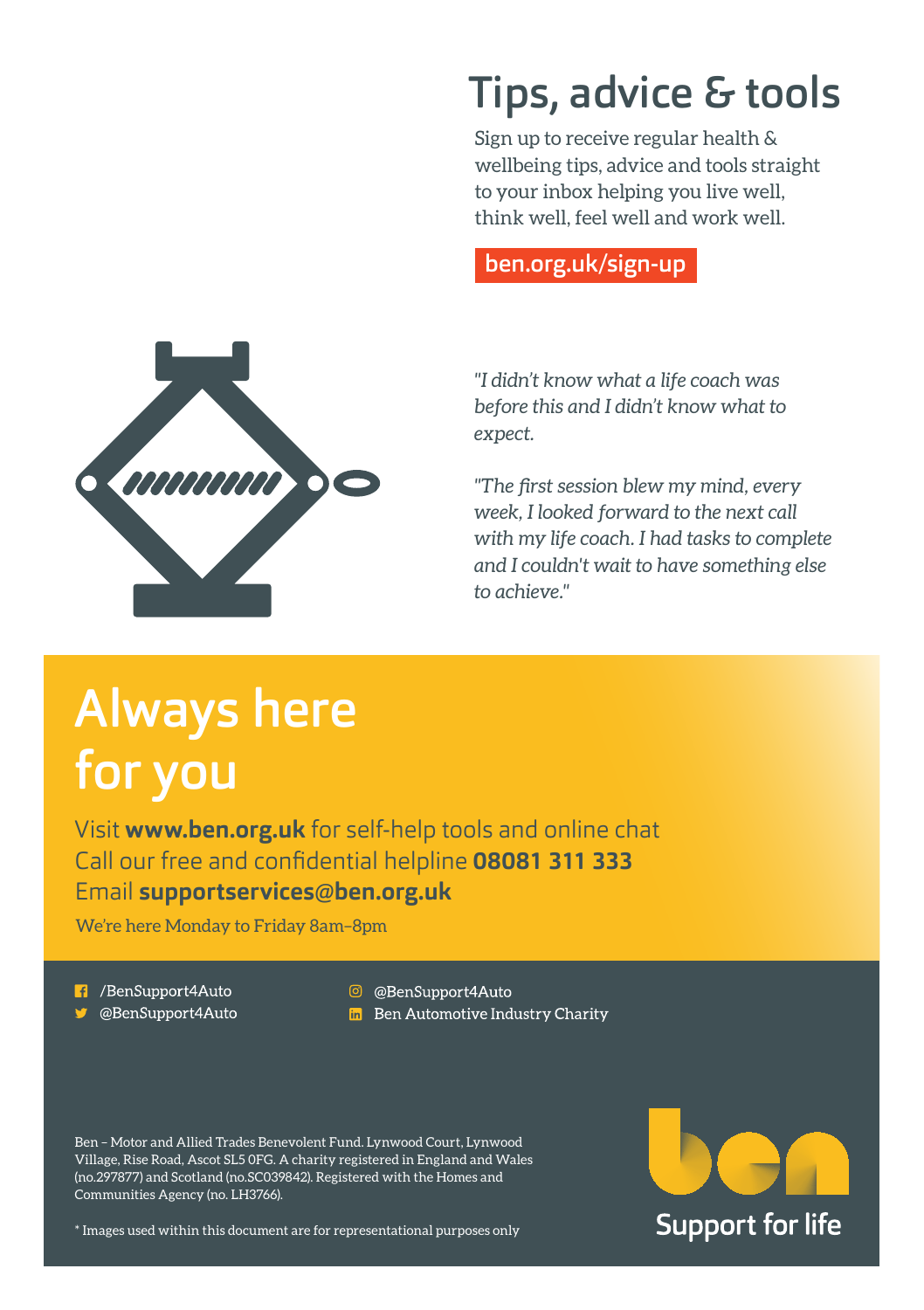# Tips, advice & tools

Sign up to receive regular health & wellbeing tips, advice and tools straight to your inbox helping you live well, think well, feel well and work well.

ben.org.uk/sign-up

*"I didn't know what a life coach was before this and I didn't know what to expect.*

*"The first session blew my mind, every week, I looked forward to the next call with my life coach. I had tasks to complete and I couldn't wait to have something else to achieve."*

# Always here for you

Visit **www.ben.org.uk** for self-help tools and online chat
Call our free and confidential helpline **08081 311 333**
Email **supportservices@ben.org.uk**

We're here Monday to Friday 8am–8pm

/BenSupport4Auto
@BenSupport4Auto
@BenSupport4Auto
Ben Automotive Industry Charity

Ben – Motor and Allied Trades Benevolent Fund. Lynwood Court, Lynwood Village, Rise Road, Ascot SL5 0FG. A charity registered in England and Wales (no.297877) and Scotland (no.SC039842). Registered with the Homes and Communities Agency (no. LH3766).

* Images used within this document are for representational purposes only

ben
Support for life